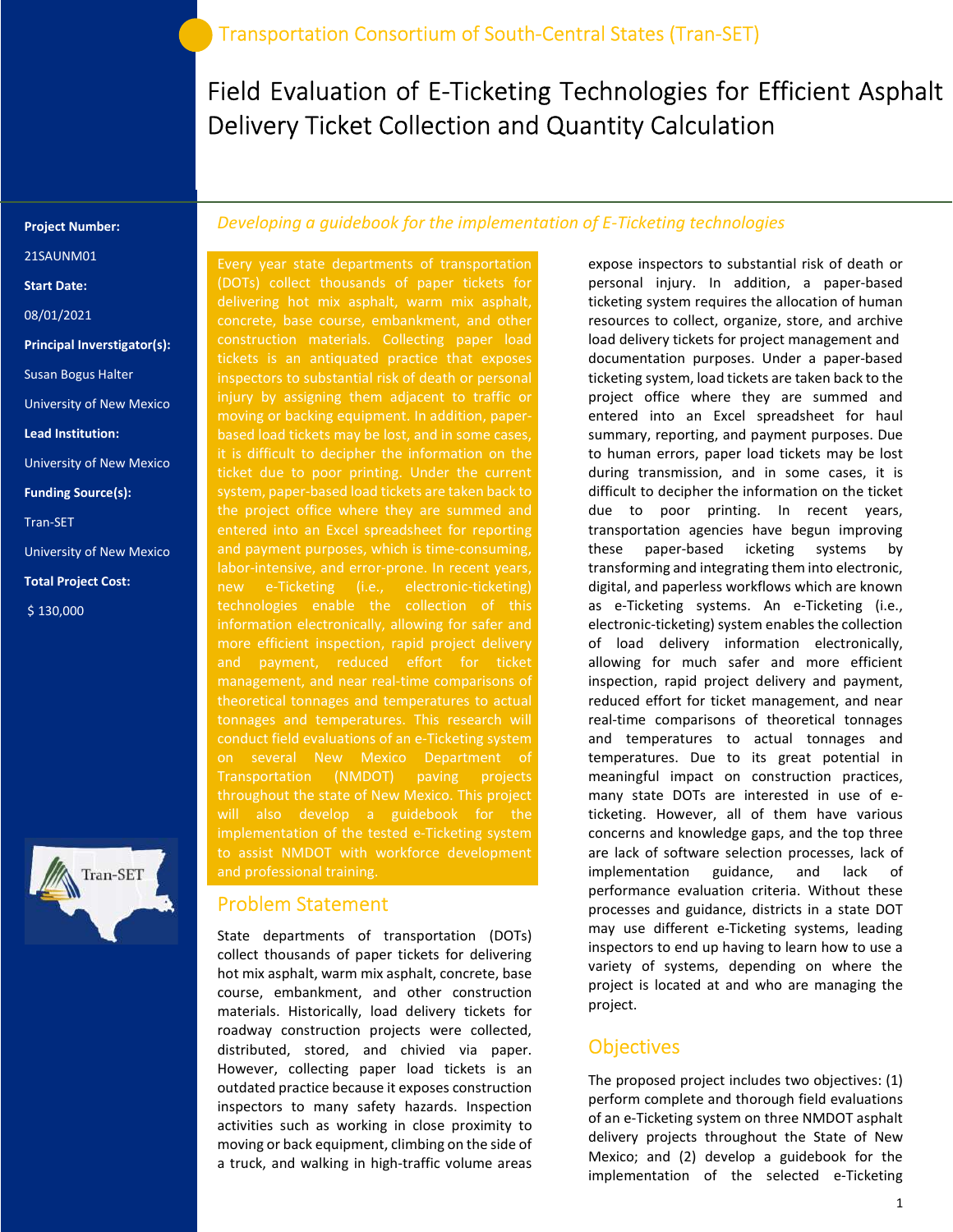Transportation Consortium of South-Central States (Tran-SET)

# Field Evaluation of E-Ticketing Technologies for Efficient Asphalt Delivery Ticket Collection and Quantity Calculation

**Project Number:**

21SAUNM01

**Start Date:**

08/01/2021

**Principal Inverstigator(s):**

Susan Bogus Halter

University of New Mexico

**Lead Institution:**

University of New Mexico

**Funding Source(s):**

Tran-SET

University of New Mexico

**Total Project Cost:**

$ 130,000

*Developing a guidebook for the implementation of E-Ticketing technologies*

Every year state departments of transportation (DOTs) collect thousands of paper tickets for delivering hot mix asphalt, warm mix asphalt, concrete, base course, embankment, and other construction materials. Collecting paper load tickets is an antiquated practice that exposes inspectors to substantial risk of death or personal injury by assigning them adjacent to traffic or moving or backing equipment. In addition, paper-based load tickets may be lost, and in some cases, it is difficult to decipher the information on the ticket due to poor printing. Under the current system, paper-based load tickets are taken back to the project office where they are summed and entered into an Excel spreadsheet for reporting and payment purposes, which is time-consuming, labor-intensive, and error-prone. In recent years, new e-Ticketing (i.e., electronic-ticketing) technologies enable the collection of this information electronically, allowing for safer and more efficient inspection, rapid project delivery and payment, reduced effort for ticket management, and near real-time comparisons of theoretical tonnages and temperatures to actual tonnages and temperatures. This research will conduct field evaluations of an e-Ticketing system on several New Mexico Department of Transportation (NMDOT) paving projects throughout the state of New Mexico. This project will also develop a guidebook for the implementation of the tested e-Ticketing system to assist NMDOT with workforce development and professional training.

## Problem Statement

State departments of transportation (DOTs) collect thousands of paper tickets for delivering hot mix asphalt, warm mix asphalt, concrete, base course, embankment, and other construction materials. Historically, load delivery tickets for roadway construction projects were collected, distributed, stored, and chivied via paper. However, collecting paper load tickets is an outdated practice because it exposes construction inspectors to many safety hazards. Inspection activities such as working in close proximity to moving or back equipment, climbing on the side of a truck, and walking in high-traffic volume areas expose inspectors to substantial risk of death or personal injury. In addition, a paper-based ticketing system requires the allocation of human resources to collect, organize, store, and archive load delivery tickets for project management and documentation purposes. Under a paper-based ticketing system, load tickets are taken back to the project office where they are summed and entered into an Excel spreadsheet for haul summary, reporting, and payment purposes. Due to human errors, paper load tickets may be lost during transmission, and in some cases, it is difficult to decipher the information on the ticket due to poor printing. In recent years, transportation agencies have begun improving these paper-based icketing systems by transforming and integrating them into electronic, digital, and paperless workflows which are known as e-Ticketing systems. An e-Ticketing (i.e., electronic-ticketing) system enables the collection of load delivery information electronically, allowing for much safer and more efficient inspection, rapid project delivery and payment, reduced effort for ticket management, and near real-time comparisons of theoretical tonnages and temperatures to actual tonnages and temperatures. Due to its great potential in meaningful impact on construction practices, many state DOTs are interested in use of e-ticketing. However, all of them have various concerns and knowledge gaps, and the top three are lack of software selection processes, lack of implementation guidance, and lack of performance evaluation criteria. Without these processes and guidance, districts in a state DOT may use different e-Ticketing systems, leading inspectors to end up having to learn how to use a variety of systems, depending on where the project is located at and who are managing the project.

## Objectives

The proposed project includes two objectives: (1) perform complete and thorough field evaluations of an e-Ticketing system on three NMDOT asphalt delivery projects throughout the State of New Mexico; and (2) develop a guidebook for the implementation of the selected e-Ticketing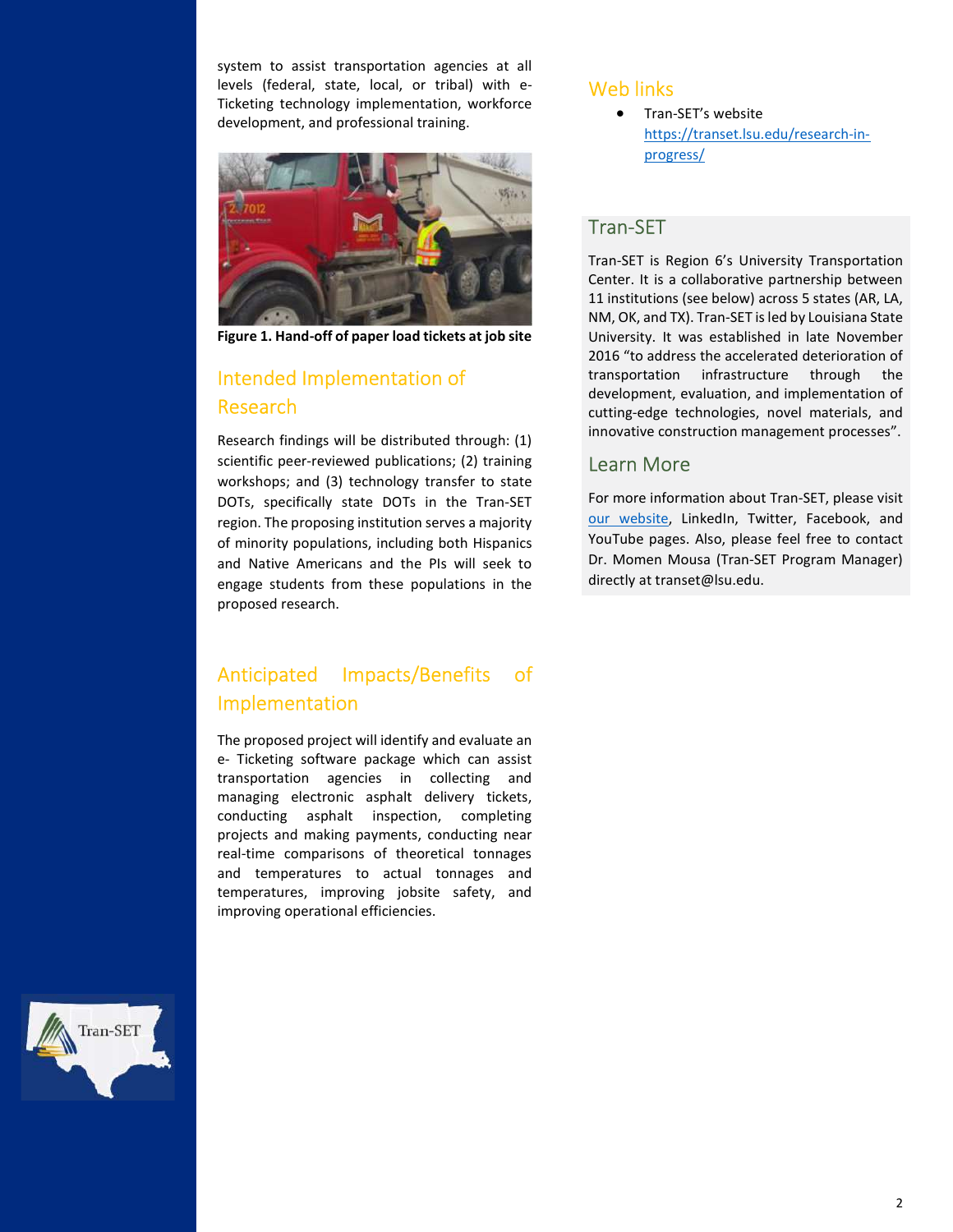system to assist transportation agencies at all levels (federal, state, local, or tribal) with e-Ticketing technology implementation, workforce development, and professional training.

**Figure 1. Hand-off of paper load tickets at job site**

## Intended Implementation of Research

Research findings will be distributed through: (1) scientific peer-reviewed publications; (2) training workshops; and (3) technology transfer to state DOTs, specifically state DOTs in the Tran-SET region. The proposing institution serves a majority of minority populations, including both Hispanics and Native Americans and the PIs will seek to engage students from these populations in the proposed research.

## Anticipated Impacts/Benefits of Implementation

The proposed project will identify and evaluate an e- Ticketing software package which can assist transportation agencies in collecting and managing electronic asphalt delivery tickets, conducting asphalt inspection, completing projects and making payments, conducting near real-time comparisons of theoretical tonnages and temperatures to actual tonnages and temperatures, improving jobsite safety, and improving operational efficiencies.

## Web links

- Tran-SET's website [https://transet.lsu.edu/research-in-progress/](https://transet.lsu.edu/research-in-progress/)

## Tran-SET

Tran-SET is Region 6's University Transportation Center. It is a collaborative partnership between 11 institutions (see below) across 5 states (AR, LA, NM, OK, and TX). Tran-SET is led by Louisiana State University. It was established in late November 2016 "to address the accelerated deterioration of transportation infrastructure through the development, evaluation, and implementation of cutting-edge technologies, novel materials, and innovative construction management processes".

## Learn More

For more information about Tran-SET, please visit our website, LinkedIn, Twitter, Facebook, and YouTube pages. Also, please feel free to contact Dr. Momen Mousa (Tran-SET Program Manager) directly at transet@lsu.edu.